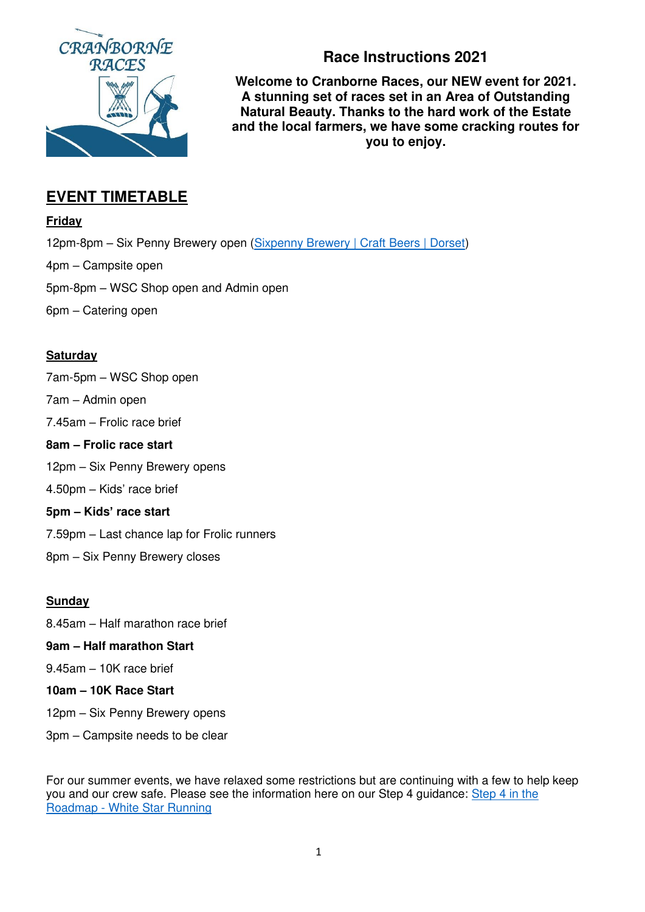# Race Instructions 2021

**Welcome to Cranborne Races, our NEW event for 2021. A stunning set of races set in an Area of Outstanding Natural Beauty. Thanks to the hard work of the Estate and the local farmers, we have some cracking routes for you to enjoy.**

## EVENT TIMETABLE

### Friday

12pm-8pm – Six Penny Brewery open ([Sixpenny Brewery | Craft Beers | Dorset])

4pm – Campsite open

5pm-8pm – WSC Shop open and Admin open

6pm – Catering open

### Saturday

7am-5pm – WSC Shop open

7am – Admin open

7.45am – Frolic race brief

**8am – Frolic race start**

12pm – Six Penny Brewery opens

4.50pm – Kids' race brief

**5pm – Kids' race start**

7.59pm – Last chance lap for Frolic runners

8pm – Six Penny Brewery closes

### Sunday

8.45am – Half marathon race brief

**9am – Half marathon Start**

9.45am – 10K race brief

**10am – 10K Race Start**

12pm – Six Penny Brewery opens

3pm – Campsite needs to be clear

For our summer events, we have relaxed some restrictions but are continuing with a few to help keep you and our crew safe. Please see the information here on our Step 4 guidance: [Step 4 in the Roadmap - White Star Running]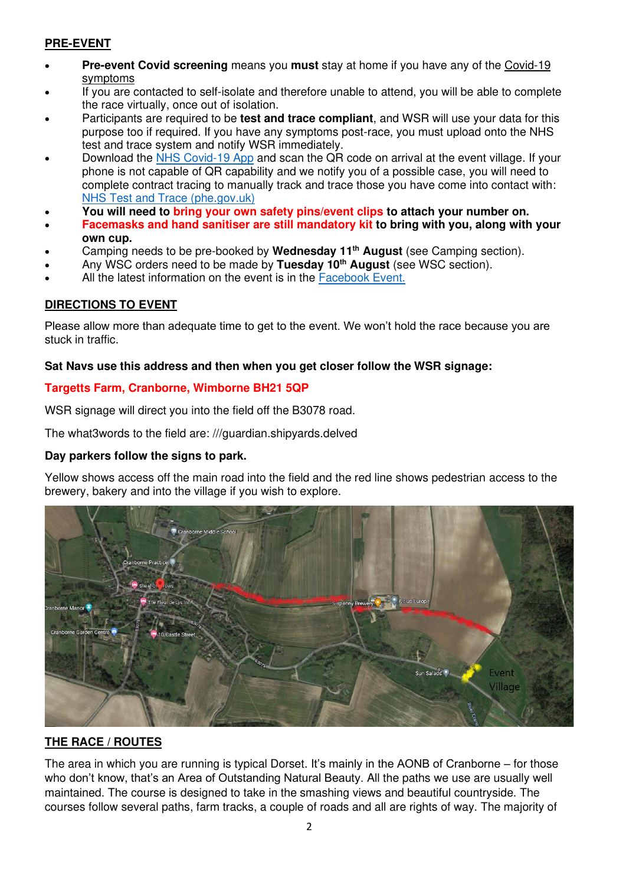## PRE-EVENT

- **Pre-event Covid screening** means you **must** stay at home if you have any of the Covid-19 symptoms
- If you are contacted to self-isolate and therefore unable to attend, you will be able to complete the race virtually, once out of isolation.
- Participants are required to be **test and trace compliant**, and WSR will use your data for this purpose too if required. If you have any symptoms post-race, you must upload onto the NHS test and trace system and notify WSR immediately.
- Download the NHS Covid-19 App and scan the QR code on arrival at the event village. If your phone is not capable of QR capability and we notify you of a possible case, you will need to complete contract tracing to manually track and trace those you have come into contact with: NHS Test and Trace (phe.gov.uk)
- **You will need to bring your own safety pins/event clips to attach your number on.**
- **Facemasks and hand sanitiser are still mandatory kit to bring with you, along with your own cup.**
- Camping needs to be pre-booked by **Wednesday 11th August** (see Camping section).
- Any WSC orders need to be made by **Tuesday 10th August** (see WSC section).
- All the latest information on the event is in the Facebook Event.

## DIRECTIONS TO EVENT

Please allow more than adequate time to get to the event. We won't hold the race because you are stuck in traffic.

**Sat Navs use this address and then when you get closer follow the WSR signage:**

**Targetts Farm, Cranborne, Wimborne BH21 5QP**

WSR signage will direct you into the field off the B3078 road.

The what3words to the field are: ///guardian.shipyards.delved

**Day parkers follow the signs to park.**

Yellow shows access off the main road into the field and the red line shows pedestrian access to the brewery, bakery and into the village if you wish to explore.

## THE RACE / ROUTES

The area in which you are running is typical Dorset. It's mainly in the AONB of Cranborne – for those who don't know, that's an Area of Outstanding Natural Beauty. All the paths we use are usually well maintained. The course is designed to take in the smashing views and beautiful countryside. The courses follow several paths, farm tracks, a couple of roads and all are rights of way. The majority of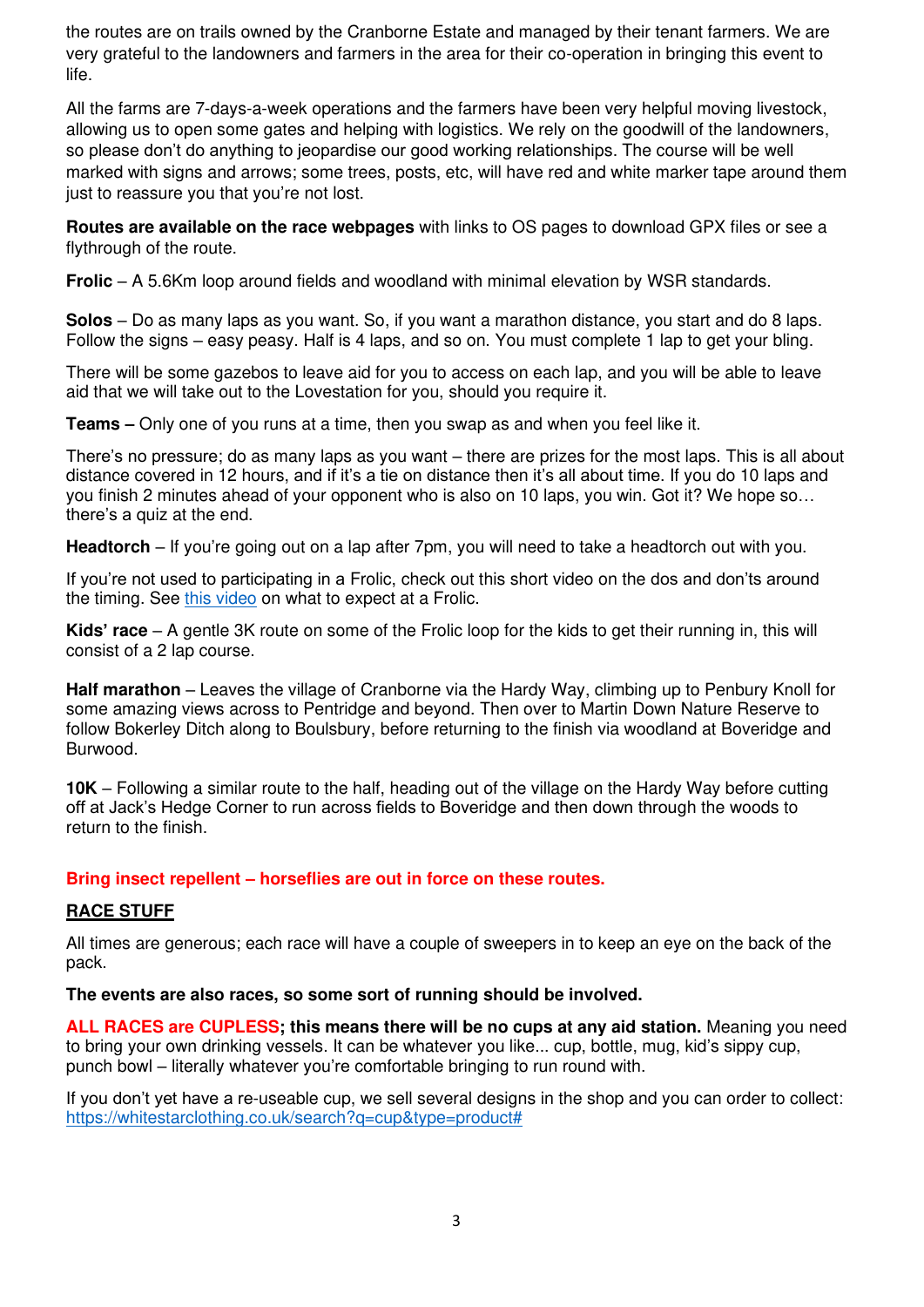the routes are on trails owned by the Cranborne Estate and managed by their tenant farmers. We are very grateful to the landowners and farmers in the area for their co-operation in bringing this event to life.

All the farms are 7-days-a-week operations and the farmers have been very helpful moving livestock, allowing us to open some gates and helping with logistics. We rely on the goodwill of the landowners, so please don't do anything to jeopardise our good working relationships. The course will be well marked with signs and arrows; some trees, posts, etc, will have red and white marker tape around them just to reassure you that you're not lost.

**Routes are available on the race webpages** with links to OS pages to download GPX files or see a flythrough of the route.

**Frolic** – A 5.6Km loop around fields and woodland with minimal elevation by WSR standards.

**Solos** – Do as many laps as you want. So, if you want a marathon distance, you start and do 8 laps. Follow the signs – easy peasy. Half is 4 laps, and so on. You must complete 1 lap to get your bling.

There will be some gazebos to leave aid for you to access on each lap, and you will be able to leave aid that we will take out to the Lovestation for you, should you require it.

**Teams –** Only one of you runs at a time, then you swap as and when you feel like it.

There's no pressure; do as many laps as you want – there are prizes for the most laps. This is all about distance covered in 12 hours, and if it's a tie on distance then it's all about time. If you do 10 laps and you finish 2 minutes ahead of your opponent who is also on 10 laps, you win. Got it? We hope so… there's a quiz at the end.

**Headtorch** – If you're going out on a lap after 7pm, you will need to take a headtorch out with you.

If you're not used to participating in a Frolic, check out this short video on the dos and don'ts around the timing. See [this video](#) on what to expect at a Frolic.

**Kids' race** – A gentle 3K route on some of the Frolic loop for the kids to get their running in, this will consist of a 2 lap course.

**Half marathon** – Leaves the village of Cranborne via the Hardy Way, climbing up to Penbury Knoll for some amazing views across to Pentridge and beyond. Then over to Martin Down Nature Reserve to follow Bokerley Ditch along to Boulsbury, before returning to the finish via woodland at Boveridge and Burwood.

**10K** – Following a similar route to the half, heading out of the village on the Hardy Way before cutting off at Jack's Hedge Corner to run across fields to Boveridge and then down through the woods to return to the finish.

**Bring insect repellent – horseflies are out in force on these routes.**

## RACE STUFF

All times are generous; each race will have a couple of sweepers in to keep an eye on the back of the pack.

**The events are also races, so some sort of running should be involved.**

**ALL RACES are CUPLESS; this means there will be no cups at any aid station.** Meaning you need to bring your own drinking vessels. It can be whatever you like... cup, bottle, mug, kid's sippy cup, punch bowl – literally whatever you're comfortable bringing to run round with.

If you don't yet have a re-useable cup, we sell several designs in the shop and you can order to collect: https://whitestarclothing.co.uk/search?q=cup&type=product#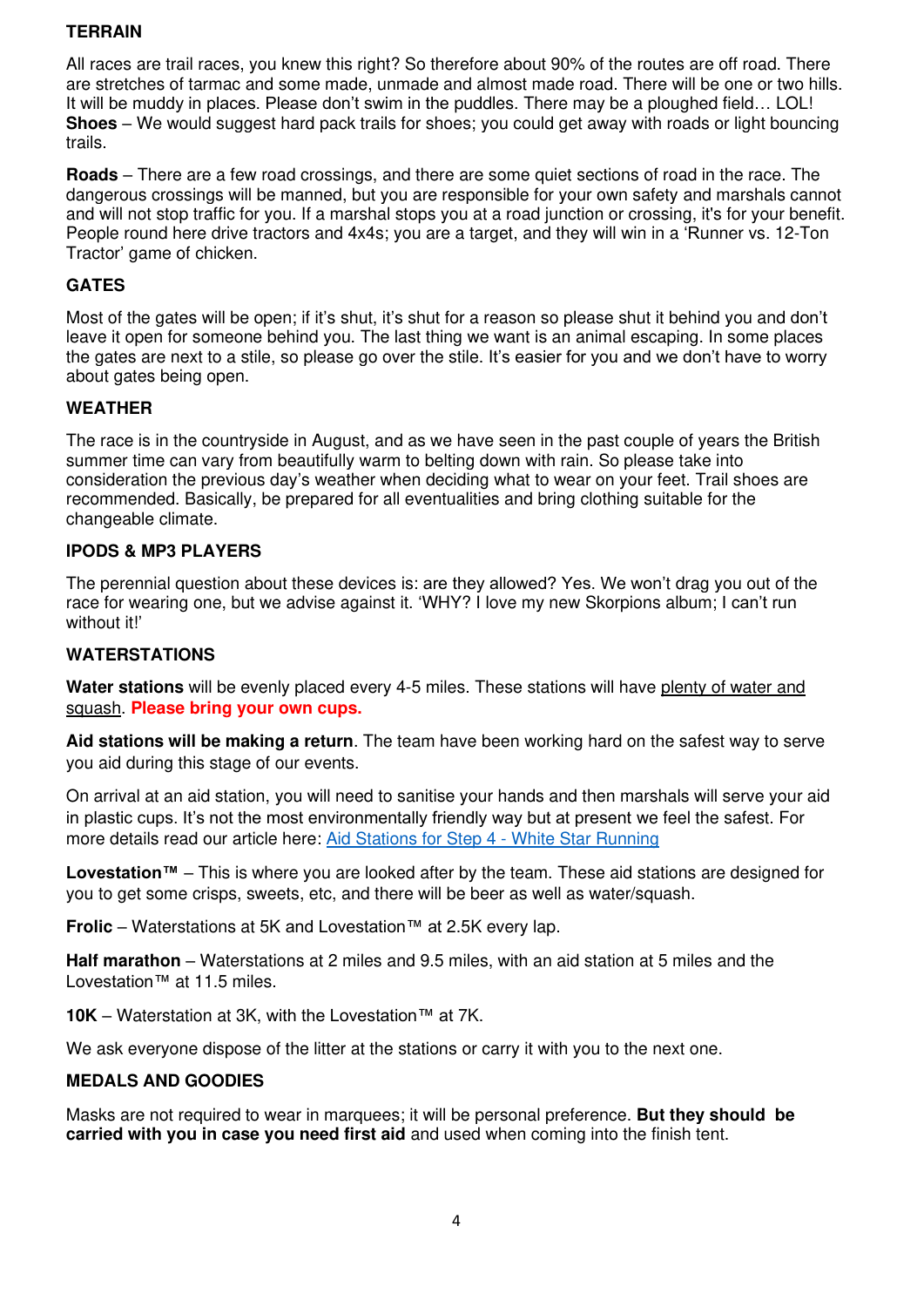## TERRAIN

All races are trail races, you knew this right? So therefore about 90% of the routes are off road. There are stretches of tarmac and some made, unmade and almost made road. There will be one or two hills. It will be muddy in places. Please don't swim in the puddles. There may be a ploughed field… LOL!
**Shoes** – We would suggest hard pack trails for shoes; you could get away with roads or light bouncing trails.

**Roads** – There are a few road crossings, and there are some quiet sections of road in the race. The dangerous crossings will be manned, but you are responsible for your own safety and marshals cannot and will not stop traffic for you. If a marshal stops you at a road junction or crossing, it's for your benefit. People round here drive tractors and 4x4s; you are a target, and they will win in a 'Runner vs. 12-Ton Tractor' game of chicken.

## GATES

Most of the gates will be open; if it's shut, it's shut for a reason so please shut it behind you and don't leave it open for someone behind you. The last thing we want is an animal escaping. In some places the gates are next to a stile, so please go over the stile. It's easier for you and we don't have to worry about gates being open.

## WEATHER

The race is in the countryside in August, and as we have seen in the past couple of years the British summer time can vary from beautifully warm to belting down with rain. So please take into consideration the previous day's weather when deciding what to wear on your feet. Trail shoes are recommended. Basically, be prepared for all eventualities and bring clothing suitable for the changeable climate.

## IPODS & MP3 PLAYERS

The perennial question about these devices is: are they allowed? Yes. We won't drag you out of the race for wearing one, but we advise against it. 'WHY? I love my new Skorpions album; I can't run without it!'

## WATERSTATIONS

**Water stations** will be evenly placed every 4-5 miles. These stations will have plenty of water and squash. **Please bring your own cups.**

**Aid stations will be making a return**. The team have been working hard on the safest way to serve you aid during this stage of our events.

On arrival at an aid station, you will need to sanitise your hands and then marshals will serve your aid in plastic cups. It's not the most environmentally friendly way but at present we feel the safest. For more details read our article here: Aid Stations for Step 4 - White Star Running

**Lovestation™** – This is where you are looked after by the team. These aid stations are designed for you to get some crisps, sweets, etc, and there will be beer as well as water/squash.

**Frolic** – Waterstations at 5K and Lovestation™ at 2.5K every lap.

**Half marathon** – Waterstations at 2 miles and 9.5 miles, with an aid station at 5 miles and the Lovestation™ at 11.5 miles.

**10K** – Waterstation at 3K, with the Lovestation™ at 7K.

We ask everyone dispose of the litter at the stations or carry it with you to the next one.

## MEDALS AND GOODIES

Masks are not required to wear in marquees; it will be personal preference. **But they should be carried with you in case you need first aid** and used when coming into the finish tent.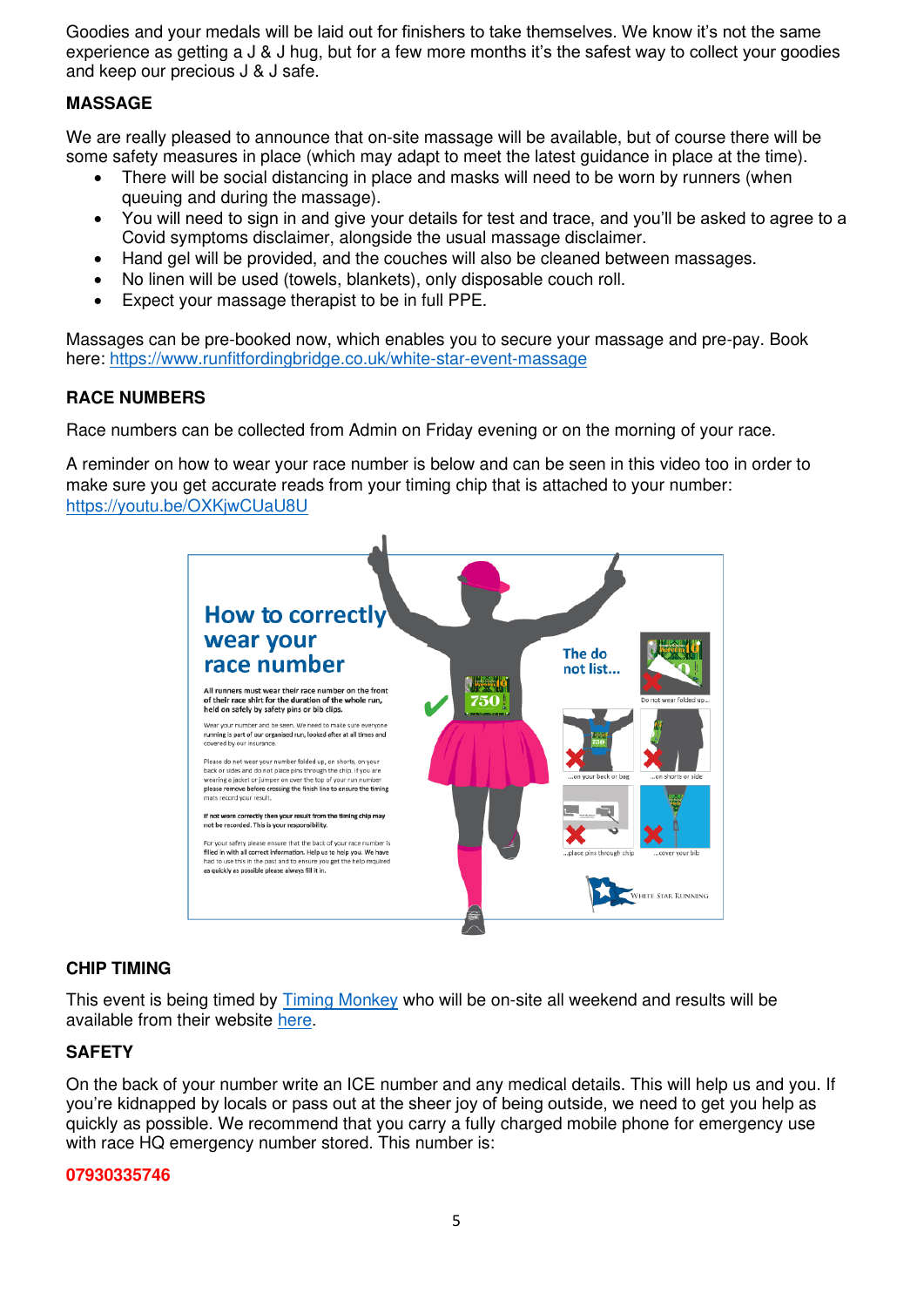Goodies and your medals will be laid out for finishers to take themselves. We know it's not the same experience as getting a J & J hug, but for a few more months it's the safest way to collect your goodies and keep our precious J & J safe.

**MASSAGE**

We are really pleased to announce that on-site massage will be available, but of course there will be some safety measures in place (which may adapt to meet the latest guidance in place at the time).

- There will be social distancing in place and masks will need to be worn by runners (when queuing and during the massage).
- You will need to sign in and give your details for test and trace, and you'll be asked to agree to a Covid symptoms disclaimer, alongside the usual massage disclaimer.
- Hand gel will be provided, and the couches will also be cleaned between massages.
- No linen will be used (towels, blankets), only disposable couch roll.
- Expect your massage therapist to be in full PPE.

Massages can be pre-booked now, which enables you to secure your massage and pre-pay. Book here: https://www.runfitfordingbridge.co.uk/white-star-event-massage

**RACE NUMBERS**

Race numbers can be collected from Admin on Friday evening or on the morning of your race.

A reminder on how to wear your race number is below and can be seen in this video too in order to make sure you get accurate reads from your timing chip that is attached to your number: https://youtu.be/OXKjwCUaU8U

**How to correctly wear your race number**

**All runners must wear their race number on the front of their race shirt for the duration of the whole run, held on safely by safety pins or bib clips.**

Wear your number and be seen. We need to make sure everyone running is part of our organised run, looked after at all times and covered by our insurance.

Please do not wear your number folded up, on shorts, on your back or sides and do not place pins through the chip. If you are wearing a jacket or jumper on over the top of your run number **please remove before crossing the finish line to ensure the timing** mats record your result.

**If not worn correctly then your result from the timing chip may not be recorded. This is your responsibility.**

For your safety please ensure that the back of your race number is filled in with all correct information. Help us to help you. We have had to use this in the past and to ensure you get the help required as quickly as possible please always fill it in.

**The do not list...**

- Do not wear folded up...
- ...on your back or bag
- ...on shorts or side
- ...place pins through chip
- ...cover your bib

White Star Running

**CHIP TIMING**

This event is being timed by Timing Monkey who will be on-site all weekend and results will be available from their website here.

**SAFETY**

On the back of your number write an ICE number and any medical details. This will help us and you. If you're kidnapped by locals or pass out at the sheer joy of being outside, we need to get you help as quickly as possible. We recommend that you carry a fully charged mobile phone for emergency use with race HQ emergency number stored. This number is:

**07930335746**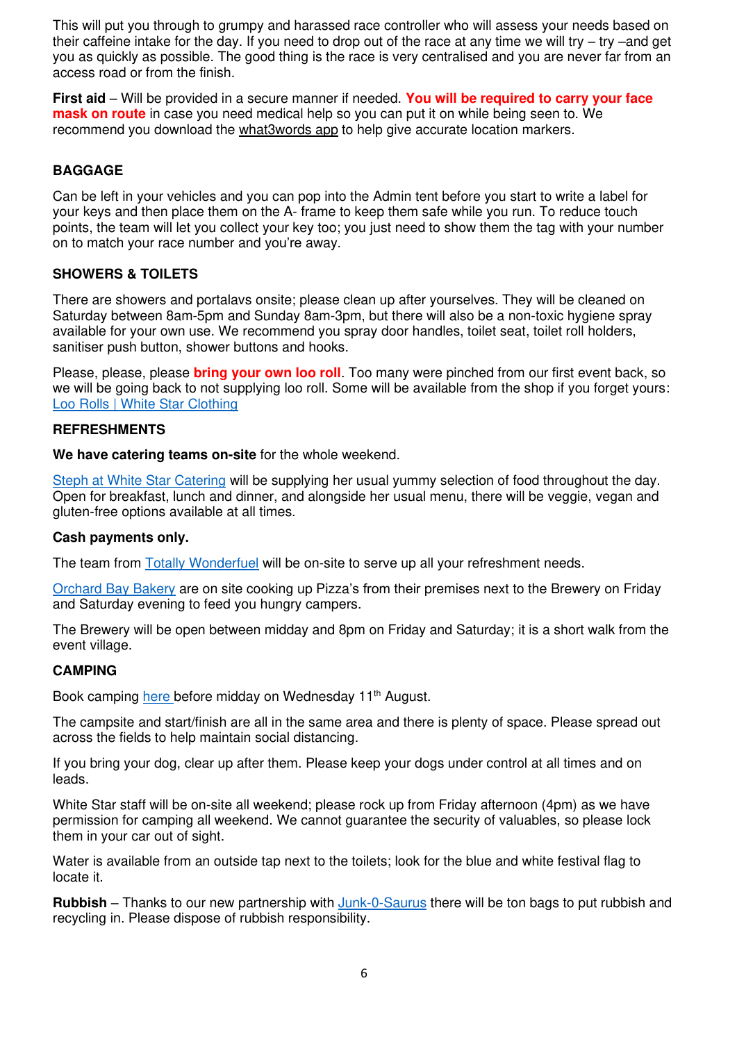This will put you through to grumpy and harassed race controller who will assess your needs based on their caffeine intake for the day. If you need to drop out of the race at any time we will try – try –and get you as quickly as possible. The good thing is the race is very centralised and you are never far from an access road or from the finish.

**First aid** – Will be provided in a secure manner if needed. **You will be required to carry your face mask on route** in case you need medical help so you can put it on while being seen to. We recommend you download the what3words app to help give accurate location markers.

## BAGGAGE

Can be left in your vehicles and you can pop into the Admin tent before you start to write a label for your keys and then place them on the A- frame to keep them safe while you run. To reduce touch points, the team will let you collect your key too; you just need to show them the tag with your number on to match your race number and you're away.

## SHOWERS & TOILETS

There are showers and portalavs onsite; please clean up after yourselves. They will be cleaned on Saturday between 8am-5pm and Sunday 8am-3pm, but there will also be a non-toxic hygiene spray available for your own use. We recommend you spray door handles, toilet seat, toilet roll holders, sanitiser push button, shower buttons and hooks.

Please, please, please **bring your own loo roll**. Too many were pinched from our first event back, so we will be going back to not supplying loo roll. Some will be available from the shop if you forget yours: Loo Rolls | White Star Clothing

## REFRESHMENTS

**We have catering teams on-site** for the whole weekend.

Steph at White Star Catering will be supplying her usual yummy selection of food throughout the day. Open for breakfast, lunch and dinner, and alongside her usual menu, there will be veggie, vegan and gluten-free options available at all times.

**Cash payments only.**

The team from Totally Wonderfuel will be on-site to serve up all your refreshment needs.

Orchard Bay Bakery are on site cooking up Pizza's from their premises next to the Brewery on Friday and Saturday evening to feed you hungry campers.

The Brewery will be open between midday and 8pm on Friday and Saturday; it is a short walk from the event village.

## CAMPING

Book camping here before midday on Wednesday 11th August.

The campsite and start/finish are all in the same area and there is plenty of space. Please spread out across the fields to help maintain social distancing.

If you bring your dog, clear up after them. Please keep your dogs under control at all times and on leads.

White Star staff will be on-site all weekend; please rock up from Friday afternoon (4pm) as we have permission for camping all weekend. We cannot guarantee the security of valuables, so please lock them in your car out of sight.

Water is available from an outside tap next to the toilets; look for the blue and white festival flag to locate it.

**Rubbish** – Thanks to our new partnership with Junk-0-Saurus there will be ton bags to put rubbish and recycling in. Please dispose of rubbish responsibility.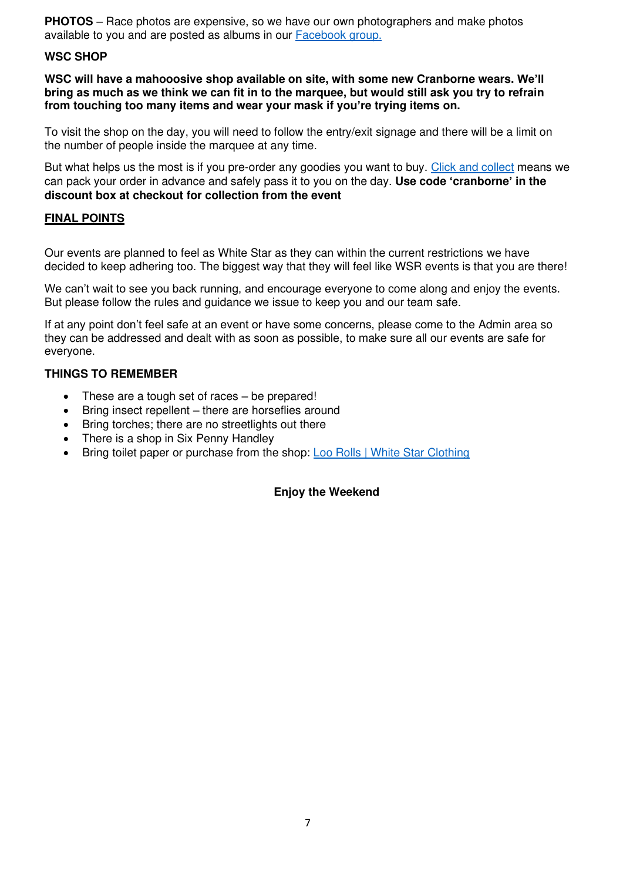**PHOTOS** – Race photos are expensive, so we have our own photographers and make photos available to you and are posted as albums in our [Facebook group.](#)

**WSC SHOP**

**WSC will have a mahooosive shop available on site, with some new Cranborne wears. We'll bring as much as we think we can fit in to the marquee, but would still ask you try to refrain from touching too many items and wear your mask if you're trying items on.**

To visit the shop on the day, you will need to follow the entry/exit signage and there will be a limit on the number of people inside the marquee at any time.

But what helps us the most is if you pre-order any goodies you want to buy. [Click and collect](#) means we can pack your order in advance and safely pass it to you on the day. **Use code 'cranborne' in the discount box at checkout for collection from the event**

**FINAL POINTS**

Our events are planned to feel as White Star as they can within the current restrictions we have decided to keep adhering too. The biggest way that they will feel like WSR events is that you are there!

We can't wait to see you back running, and encourage everyone to come along and enjoy the events. But please follow the rules and guidance we issue to keep you and our team safe.

If at any point don't feel safe at an event or have some concerns, please come to the Admin area so they can be addressed and dealt with as soon as possible, to make sure all our events are safe for everyone.

**THINGS TO REMEMBER**

- These are a tough set of races – be prepared!
- Bring insect repellent – there are horseflies around
- Bring torches; there are no streetlights out there
- There is a shop in Six Penny Handley
- Bring toilet paper or purchase from the shop: [Loo Rolls | White Star Clothing](#)

**Enjoy the Weekend**